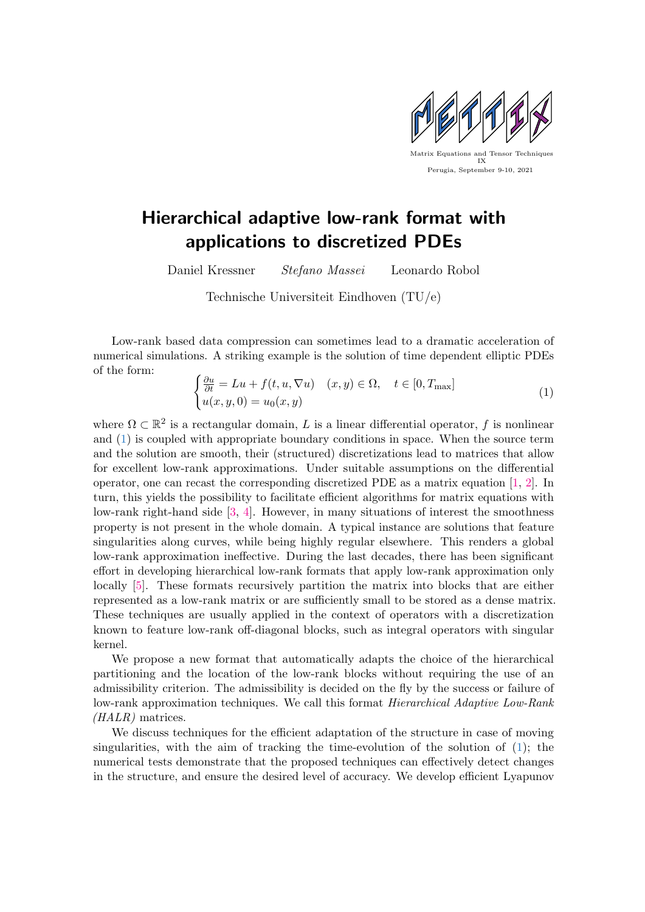Matrix Equations and Tensor Techniques
IX
Perugia, September 9-10, 2021

# Hierarchical adaptive low-rank format with applications to discretized PDEs

Daniel Kressner *Stefano Massei* Leonardo Robol

Technische Universiteit Eindhoven (TU/e)

Low-rank based data compression can sometimes lead to a dramatic acceleration of numerical simulations. A striking example is the solution of time dependent elliptic PDEs of the form:

$$\begin{cases} \frac{\partial u}{\partial t} = Lu + f(t, u, \nabla u) & (x, y) \in \Omega, \quad t \in [0, T_{\max}] \\ u(x, y, 0) = u_0(x, y) \end{cases} \tag{1}$$

where $\Omega \subset \mathbb{R}^2$ is a rectangular domain, $L$ is a linear differential operator, $f$ is nonlinear and (1) is coupled with appropriate boundary conditions in space. When the source term and the solution are smooth, their (structured) discretizations lead to matrices that allow for excellent low-rank approximations. Under suitable assumptions on the differential operator, one can recast the corresponding discretized PDE as a matrix equation [1, 2]. In turn, this yields the possibility to facilitate efficient algorithms for matrix equations with low-rank right-hand side [3, 4]. However, in many situations of interest the smoothness property is not present in the whole domain. A typical instance are solutions that feature singularities along curves, while being highly regular elsewhere. This renders a global low-rank approximation ineffective. During the last decades, there has been significant effort in developing hierarchical low-rank formats that apply low-rank approximation only locally [5]. These formats recursively partition the matrix into blocks that are either represented as a low-rank matrix or are sufficiently small to be stored as a dense matrix. These techniques are usually applied in the context of operators with a discretization known to feature low-rank off-diagonal blocks, such as integral operators with singular kernel.

We propose a new format that automatically adapts the choice of the hierarchical partitioning and the location of the low-rank blocks without requiring the use of an admissibility criterion. The admissibility is decided on the fly by the success or failure of low-rank approximation techniques. We call this format *Hierarchical Adaptive Low-Rank (HALR)* matrices.

We discuss techniques for the efficient adaptation of the structure in case of moving singularities, with the aim of tracking the time-evolution of the solution of (1); the numerical tests demonstrate that the proposed techniques can effectively detect changes in the structure, and ensure the desired level of accuracy. We develop efficient Lyapunov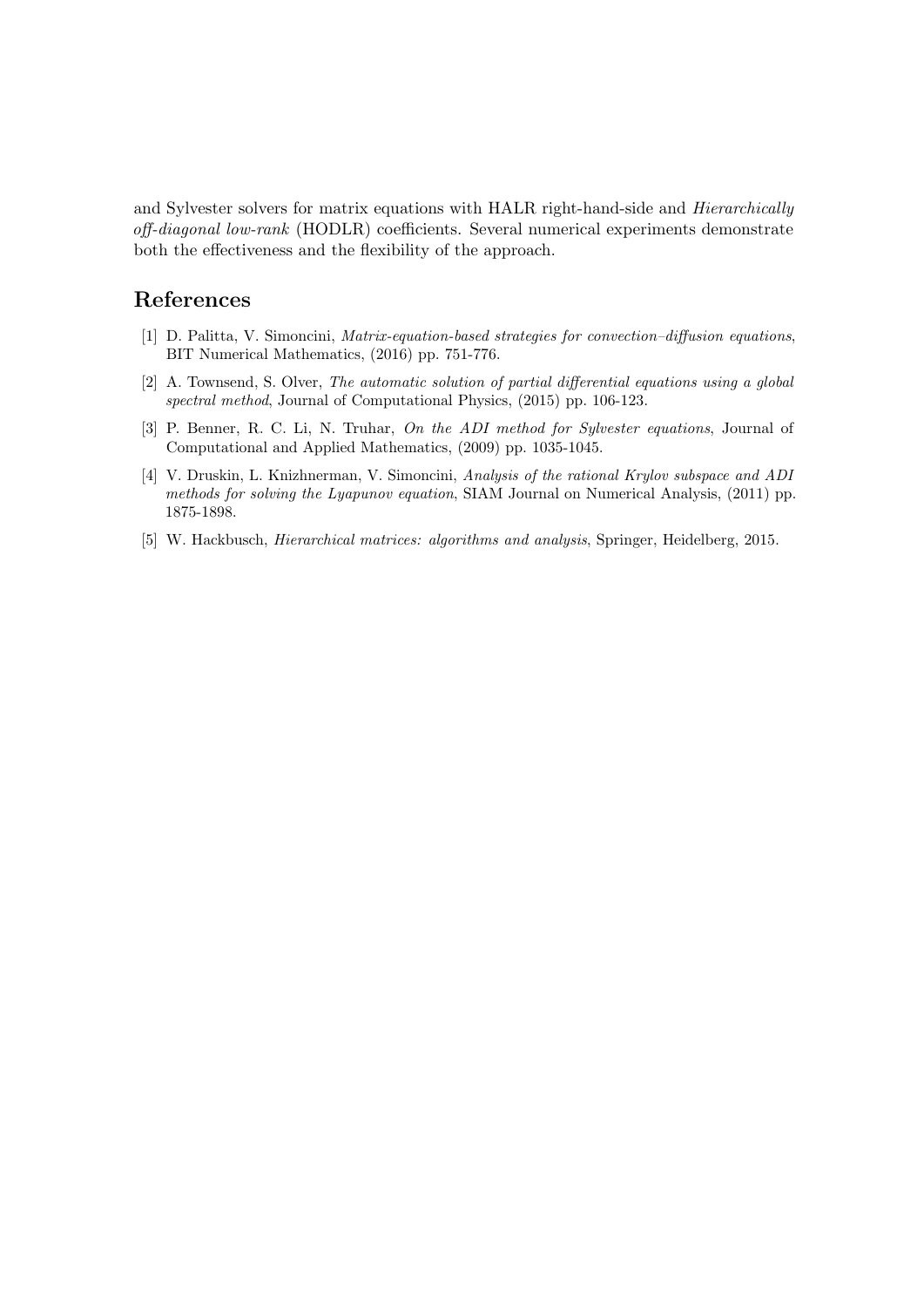and Sylvester solvers for matrix equations with HALR right-hand-side and *Hierarchically off-diagonal low-rank* (HODLR) coefficients. Several numerical experiments demonstrate both the effectiveness and the flexibility of the approach.

## References

[1] D. Palitta, V. Simoncini, *Matrix-equation-based strategies for convection–diffusion equations*, BIT Numerical Mathematics, (2016) pp. 751-776.

[2] A. Townsend, S. Olver, *The automatic solution of partial differential equations using a global spectral method*, Journal of Computational Physics, (2015) pp. 106-123.

[3] P. Benner, R. C. Li, N. Truhar, *On the ADI method for Sylvester equations*, Journal of Computational and Applied Mathematics, (2009) pp. 1035-1045.

[4] V. Druskin, L. Knizhnerman, V. Simoncini, *Analysis of the rational Krylov subspace and ADI methods for solving the Lyapunov equation*, SIAM Journal on Numerical Analysis, (2011) pp. 1875-1898.

[5] W. Hackbusch, *Hierarchical matrices: algorithms and analysis*, Springer, Heidelberg, 2015.